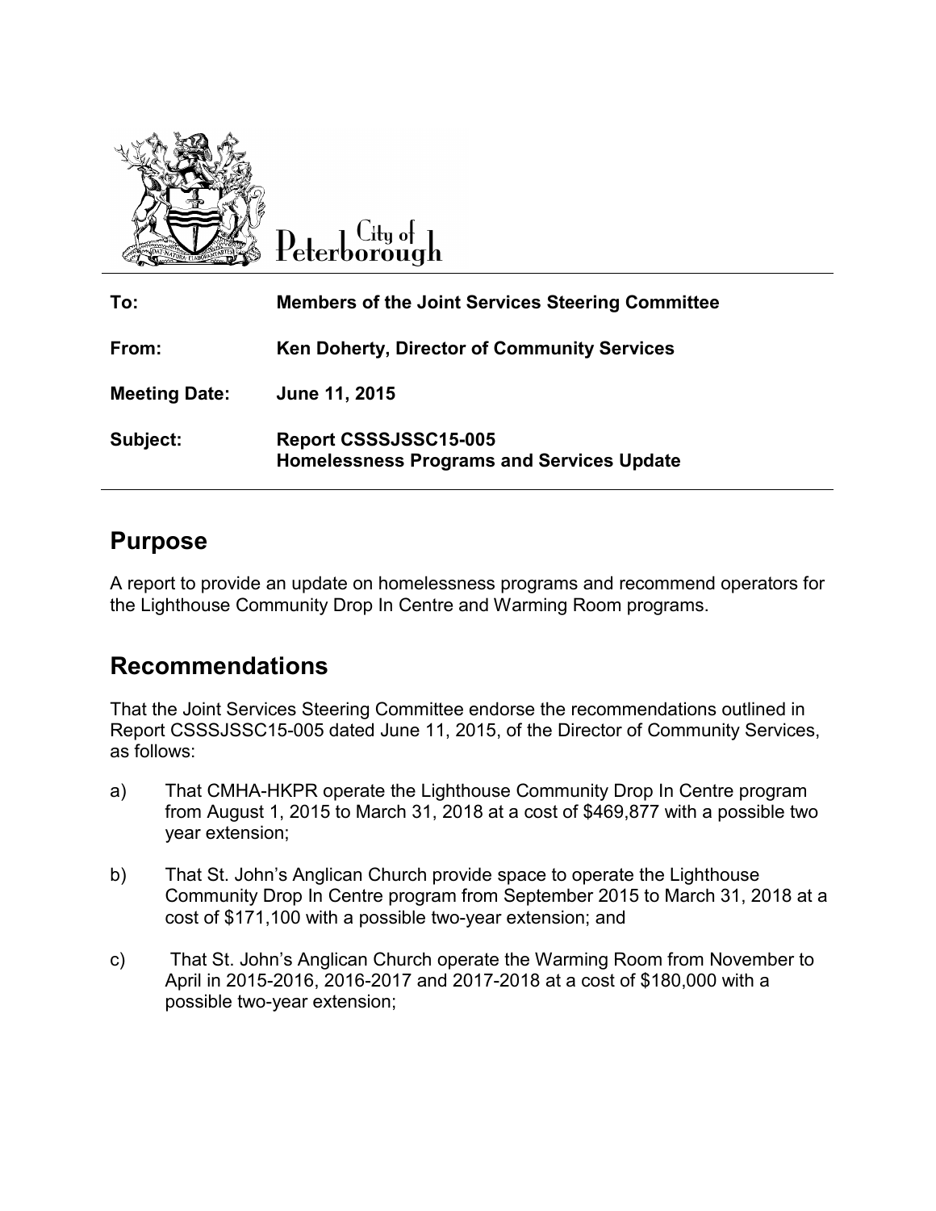City of Peterborough

| | |
|---|---|
| **To:** | **Members of the Joint Services Steering Committee** |
| **From:** | **Ken Doherty, Director of Community Services** |
| **Meeting Date:** | **June 11, 2015** |
| **Subject:** | **Report CSSSJSSC15-005**<br>**Homelessness Programs and Services Update** |

## Purpose

A report to provide an update on homelessness programs and recommend operators for the Lighthouse Community Drop In Centre and Warming Room programs.

## Recommendations

That the Joint Services Steering Committee endorse the recommendations outlined in Report CSSSJSSC15-005 dated June 11, 2015, of the Director of Community Services, as follows:

a) That CMHA-HKPR operate the Lighthouse Community Drop In Centre program from August 1, 2015 to March 31, 2018 at a cost of $469,877 with a possible two year extension;

b) That St. John's Anglican Church provide space to operate the Lighthouse Community Drop In Centre program from September 2015 to March 31, 2018 at a cost of $171,100 with a possible two-year extension; and

c) That St. John's Anglican Church operate the Warming Room from November to April in 2015-2016, 2016-2017 and 2017-2018 at a cost of $180,000 with a possible two-year extension;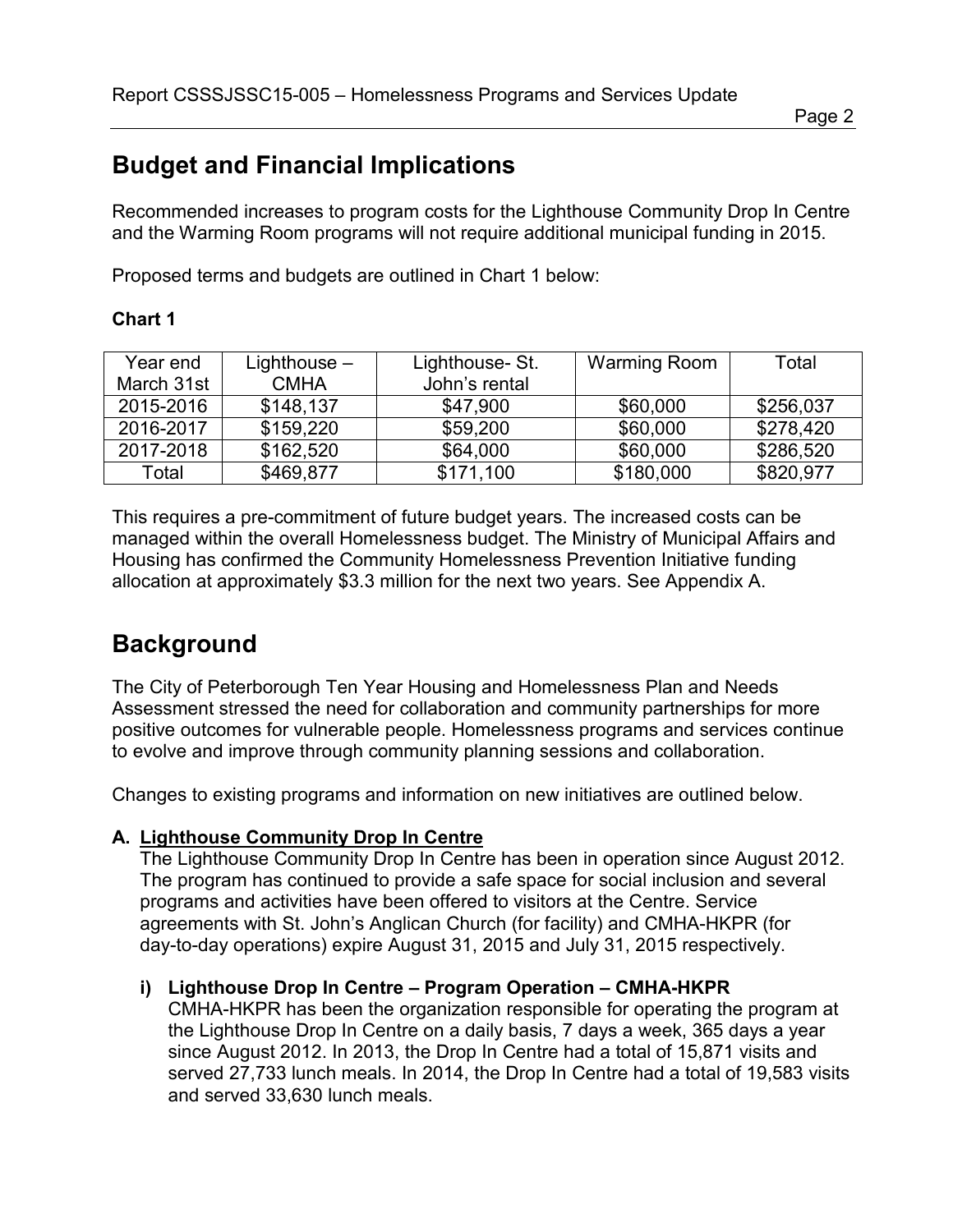## Budget and Financial Implications

Recommended increases to program costs for the Lighthouse Community Drop In Centre and the Warming Room programs will not require additional municipal funding in 2015.

Proposed terms and budgets are outlined in Chart 1 below:

**Chart 1**

| Year end March 31st | Lighthouse – CMHA | Lighthouse- St. John's rental | Warming Room | Total |
|---|---|---|---|---|
| 2015-2016 | $148,137 | $47,900 | $60,000 | $256,037 |
| 2016-2017 | $159,220 | $59,200 | $60,000 | $278,420 |
| 2017-2018 | $162,520 | $64,000 | $60,000 | $286,520 |
| Total | $469,877 | $171,100 | $180,000 | $820,977 |

This requires a pre-commitment of future budget years. The increased costs can be managed within the overall Homelessness budget. The Ministry of Municipal Affairs and Housing has confirmed the Community Homelessness Prevention Initiative funding allocation at approximately $3.3 million for the next two years. See Appendix A.

## Background

The City of Peterborough Ten Year Housing and Homelessness Plan and Needs Assessment stressed the need for collaboration and community partnerships for more positive outcomes for vulnerable people. Homelessness programs and services continue to evolve and improve through community planning sessions and collaboration.

Changes to existing programs and information on new initiatives are outlined below.

### A. Lighthouse Community Drop In Centre

The Lighthouse Community Drop In Centre has been in operation since August 2012. The program has continued to provide a safe space for social inclusion and several programs and activities have been offered to visitors at the Centre. Service agreements with St. John's Anglican Church (for facility) and CMHA-HKPR (for day-to-day operations) expire August 31, 2015 and July 31, 2015 respectively.

#### i) Lighthouse Drop In Centre – Program Operation – CMHA-HKPR

CMHA-HKPR has been the organization responsible for operating the program at the Lighthouse Drop In Centre on a daily basis, 7 days a week, 365 days a year since August 2012. In 2013, the Drop In Centre had a total of 15,871 visits and served 27,733 lunch meals. In 2014, the Drop In Centre had a total of 19,583 visits and served 33,630 lunch meals.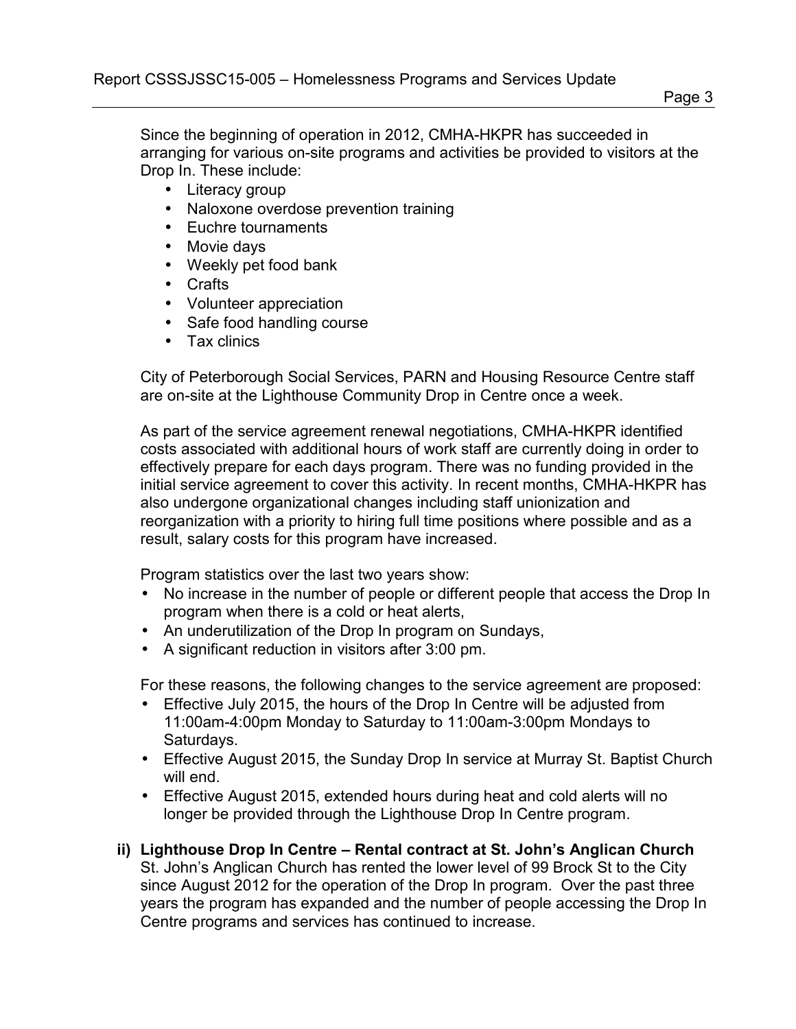Since the beginning of operation in 2012, CMHA-HKPR has succeeded in arranging for various on-site programs and activities be provided to visitors at the Drop In. These include:

- Literacy group
- Naloxone overdose prevention training
- Euchre tournaments
- Movie days
- Weekly pet food bank
- Crafts
- Volunteer appreciation
- Safe food handling course
- Tax clinics

City of Peterborough Social Services, PARN and Housing Resource Centre staff are on-site at the Lighthouse Community Drop in Centre once a week.

As part of the service agreement renewal negotiations, CMHA-HKPR identified costs associated with additional hours of work staff are currently doing in order to effectively prepare for each days program. There was no funding provided in the initial service agreement to cover this activity. In recent months, CMHA-HKPR has also undergone organizational changes including staff unionization and reorganization with a priority to hiring full time positions where possible and as a result, salary costs for this program have increased.

Program statistics over the last two years show:

- No increase in the number of people or different people that access the Drop In program when there is a cold or heat alerts,
- An underutilization of the Drop In program on Sundays,
- A significant reduction in visitors after 3:00 pm.

For these reasons, the following changes to the service agreement are proposed:

- Effective July 2015, the hours of the Drop In Centre will be adjusted from 11:00am-4:00pm Monday to Saturday to 11:00am-3:00pm Mondays to Saturdays.
- Effective August 2015, the Sunday Drop In service at Murray St. Baptist Church will end.
- Effective August 2015, extended hours during heat and cold alerts will no longer be provided through the Lighthouse Drop In Centre program.

**ii) Lighthouse Drop In Centre – Rental contract at St. John's Anglican Church**

St. John's Anglican Church has rented the lower level of 99 Brock St to the City since August 2012 for the operation of the Drop In program. Over the past three years the program has expanded and the number of people accessing the Drop In Centre programs and services has continued to increase.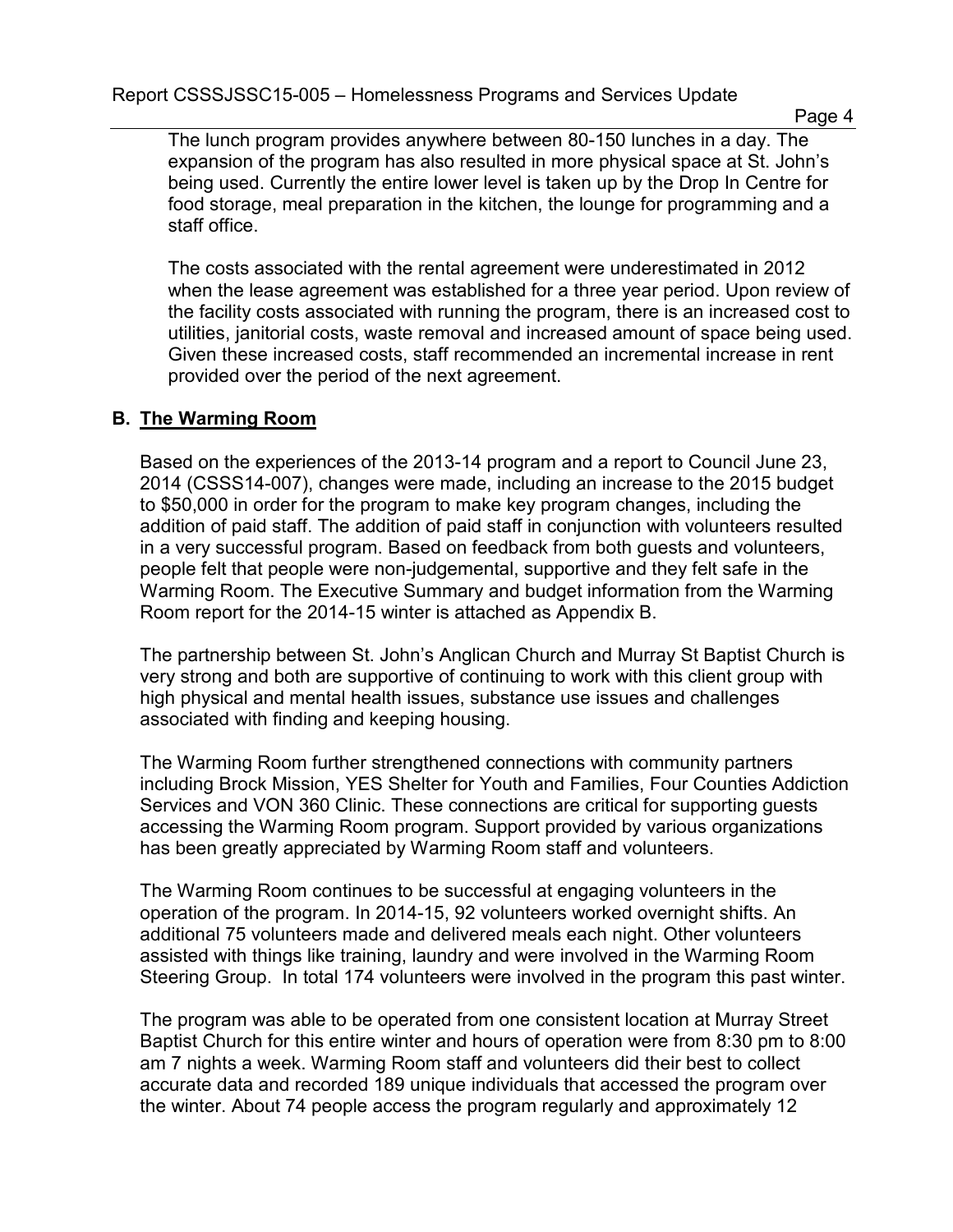The lunch program provides anywhere between 80-150 lunches in a day. The expansion of the program has also resulted in more physical space at St. John's being used. Currently the entire lower level is taken up by the Drop In Centre for food storage, meal preparation in the kitchen, the lounge for programming and a staff office.

The costs associated with the rental agreement were underestimated in 2012 when the lease agreement was established for a three year period. Upon review of the facility costs associated with running the program, there is an increased cost to utilities, janitorial costs, waste removal and increased amount of space being used. Given these increased costs, staff recommended an incremental increase in rent provided over the period of the next agreement.

## B. The Warming Room

Based on the experiences of the 2013-14 program and a report to Council June 23, 2014 (CSSS14-007), changes were made, including an increase to the 2015 budget to $50,000 in order for the program to make key program changes, including the addition of paid staff. The addition of paid staff in conjunction with volunteers resulted in a very successful program. Based on feedback from both guests and volunteers, people felt that people were non-judgemental, supportive and they felt safe in the Warming Room. The Executive Summary and budget information from the Warming Room report for the 2014-15 winter is attached as Appendix B.

The partnership between St. John's Anglican Church and Murray St Baptist Church is very strong and both are supportive of continuing to work with this client group with high physical and mental health issues, substance use issues and challenges associated with finding and keeping housing.

The Warming Room further strengthened connections with community partners including Brock Mission, YES Shelter for Youth and Families, Four Counties Addiction Services and VON 360 Clinic. These connections are critical for supporting guests accessing the Warming Room program. Support provided by various organizations has been greatly appreciated by Warming Room staff and volunteers.

The Warming Room continues to be successful at engaging volunteers in the operation of the program. In 2014-15, 92 volunteers worked overnight shifts. An additional 75 volunteers made and delivered meals each night. Other volunteers assisted with things like training, laundry and were involved in the Warming Room Steering Group. In total 174 volunteers were involved in the program this past winter.

The program was able to be operated from one consistent location at Murray Street Baptist Church for this entire winter and hours of operation were from 8:30 pm to 8:00 am 7 nights a week. Warming Room staff and volunteers did their best to collect accurate data and recorded 189 unique individuals that accessed the program over the winter. About 74 people access the program regularly and approximately 12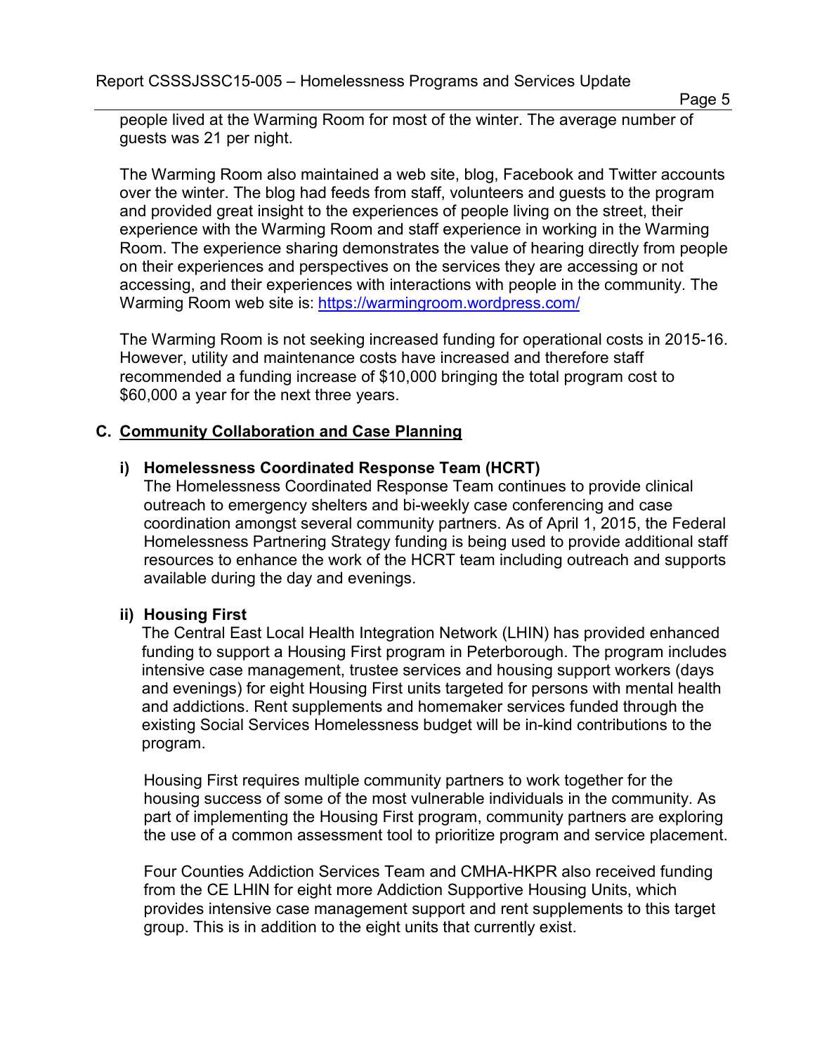people lived at the Warming Room for most of the winter. The average number of guests was 21 per night.

The Warming Room also maintained a web site, blog, Facebook and Twitter accounts over the winter. The blog had feeds from staff, volunteers and guests to the program and provided great insight to the experiences of people living on the street, their experience with the Warming Room and staff experience in working in the Warming Room. The experience sharing demonstrates the value of hearing directly from people on their experiences and perspectives on the services they are accessing or not accessing, and their experiences with interactions with people in the community. The Warming Room web site is: https://warmingroom.wordpress.com/

The Warming Room is not seeking increased funding for operational costs in 2015-16. However, utility and maintenance costs have increased and therefore staff recommended a funding increase of $10,000 bringing the total program cost to $60,000 a year for the next three years.

## C. Community Collaboration and Case Planning

### i) Homelessness Coordinated Response Team (HCRT)

The Homelessness Coordinated Response Team continues to provide clinical outreach to emergency shelters and bi-weekly case conferencing and case coordination amongst several community partners. As of April 1, 2015, the Federal Homelessness Partnering Strategy funding is being used to provide additional staff resources to enhance the work of the HCRT team including outreach and supports available during the day and evenings.

### ii) Housing First

The Central East Local Health Integration Network (LHIN) has provided enhanced funding to support a Housing First program in Peterborough. The program includes intensive case management, trustee services and housing support workers (days and evenings) for eight Housing First units targeted for persons with mental health and addictions. Rent supplements and homemaker services funded through the existing Social Services Homelessness budget will be in-kind contributions to the program.

Housing First requires multiple community partners to work together for the housing success of some of the most vulnerable individuals in the community. As part of implementing the Housing First program, community partners are exploring the use of a common assessment tool to prioritize program and service placement.

Four Counties Addiction Services Team and CMHA-HKPR also received funding from the CE LHIN for eight more Addiction Supportive Housing Units, which provides intensive case management support and rent supplements to this target group. This is in addition to the eight units that currently exist.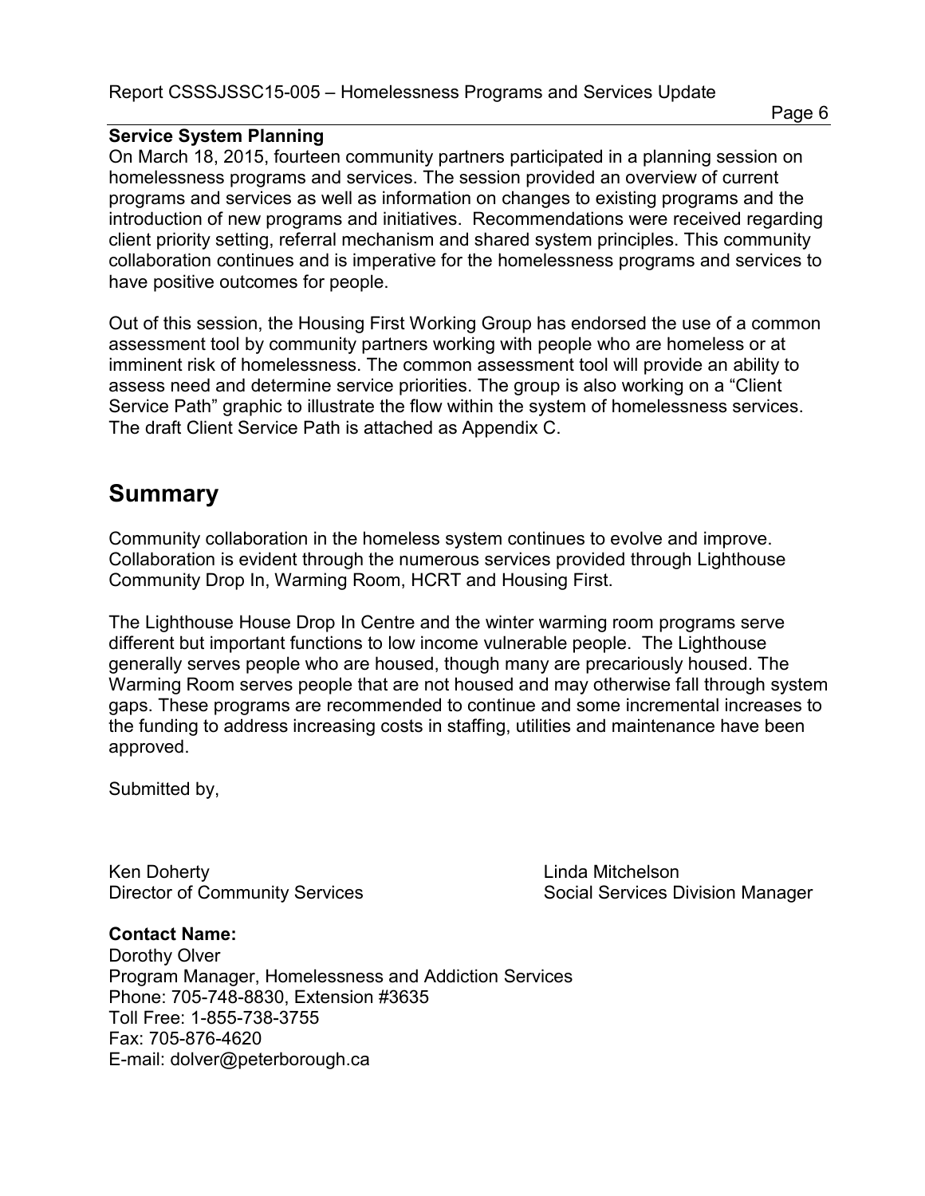**Service System Planning**

On March 18, 2015, fourteen community partners participated in a planning session on homelessness programs and services. The session provided an overview of current programs and services as well as information on changes to existing programs and the introduction of new programs and initiatives. Recommendations were received regarding client priority setting, referral mechanism and shared system principles. This community collaboration continues and is imperative for the homelessness programs and services to have positive outcomes for people.

Out of this session, the Housing First Working Group has endorsed the use of a common assessment tool by community partners working with people who are homeless or at imminent risk of homelessness. The common assessment tool will provide an ability to assess need and determine service priorities. The group is also working on a "Client Service Path" graphic to illustrate the flow within the system of homelessness services. The draft Client Service Path is attached as Appendix C.

## Summary

Community collaboration in the homeless system continues to evolve and improve. Collaboration is evident through the numerous services provided through Lighthouse Community Drop In, Warming Room, HCRT and Housing First.

The Lighthouse House Drop In Centre and the winter warming room programs serve different but important functions to low income vulnerable people. The Lighthouse generally serves people who are housed, though many are precariously housed. The Warming Room serves people that are not housed and may otherwise fall through system gaps. These programs are recommended to continue and some incremental increases to the funding to address increasing costs in staffing, utilities and maintenance have been approved.

Submitted by,

Ken Doherty
Director of Community Services

Linda Mitchelson
Social Services Division Manager

**Contact Name:**
Dorothy Olver
Program Manager, Homelessness and Addiction Services
Phone: 705-748-8830, Extension #3635
Toll Free: 1-855-738-3755
Fax: 705-876-4620
E-mail: dolver@peterborough.ca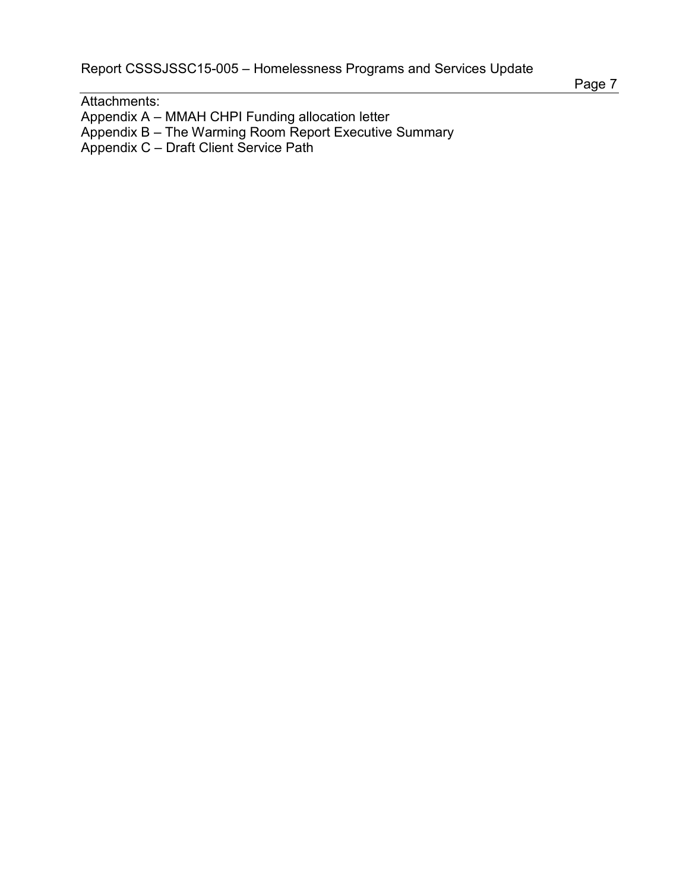Attachments:
Appendix A – MMAH CHPI Funding allocation letter
Appendix B – The Warming Room Report Executive Summary
Appendix C – Draft Client Service Path